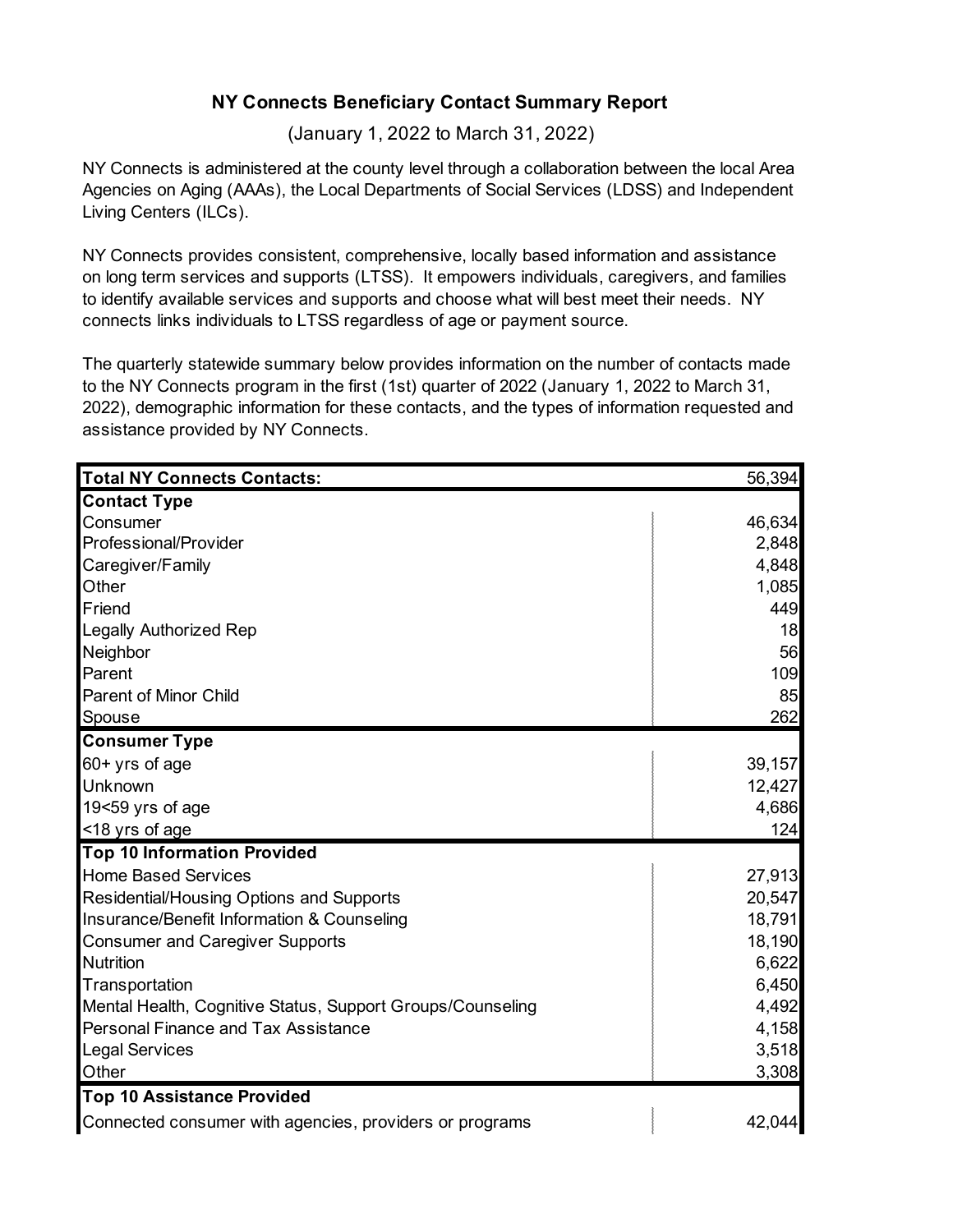# NY Connects Beneficiary Contact Summary Report

(January 1, 2022 to March 31, 2022)

NY Connects is administered at the county level through a collaboration between the local Area Agencies on Aging (AAAs), the Local Departments of Social Services (LDSS) and Independent Living Centers (ILCs).

NY Connects provides consistent, comprehensive, locally based information and assistance on long term services and supports (LTSS). It empowers individuals, caregivers, and families to identify available services and supports and choose what will best meet their needs. NY connects links individuals to LTSS regardless of age or payment source.

The quarterly statewide summary below provides information on the number of contacts made to the NY Connects program in the first (1st) quarter of 2022 (January 1, 2022 to March 31, 2022), demographic information for these contacts, and the types of information requested and assistance provided by NY Connects.

| **Total NY Connects Contacts:** | 56,394 |
|---|---|
| **Contact Type** | |
| Consumer | 46,634 |
| Professional/Provider | 2,848 |
| Caregiver/Family | 4,848 |
| Other | 1,085 |
| Friend | 449 |
| Legally Authorized Rep | 18 |
| Neighbor | 56 |
| Parent | 109 |
| Parent of Minor Child | 85 |
| Spouse | 262 |
| **Consumer Type** | |
| 60+ yrs of age | 39,157 |
| Unknown | 12,427 |
| 19<59 yrs of age | 4,686 |
| <18 yrs of age | 124 |
| **Top 10 Information Provided** | |
| Home Based Services | 27,913 |
| Residential/Housing Options and Supports | 20,547 |
| Insurance/Benefit Information & Counseling | 18,791 |
| Consumer and Caregiver Supports | 18,190 |
| Nutrition | 6,622 |
| Transportation | 6,450 |
| Mental Health, Cognitive Status, Support Groups/Counseling | 4,492 |
| Personal Finance and Tax Assistance | 4,158 |
| Legal Services | 3,518 |
| Other | 3,308 |
| **Top 10 Assistance Provided** | |
| Connected consumer with agencies, providers or programs | 42,044 |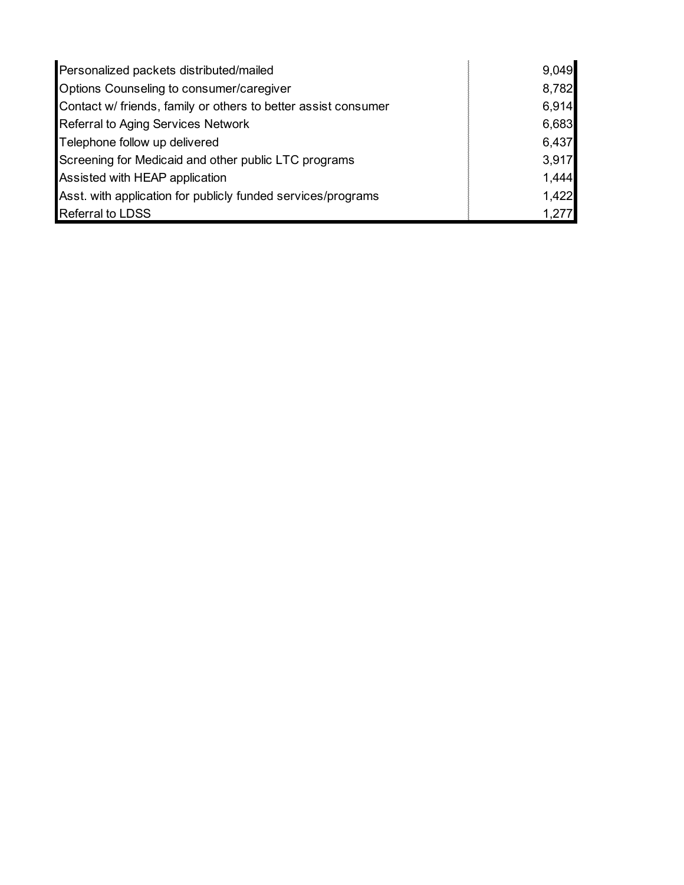| | |
|---|---|
| Personalized packets distributed/mailed | 9,049 |
| Options Counseling to consumer/caregiver | 8,782 |
| Contact w/ friends, family or others to better assist consumer | 6,914 |
| Referral to Aging Services Network | 6,683 |
| Telephone follow up delivered | 6,437 |
| Screening for Medicaid and other public LTC programs | 3,917 |
| Assisted with HEAP application | 1,444 |
| Asst. with application for publicly funded services/programs | 1,422 |
| Referral to LDSS | 1,277 |